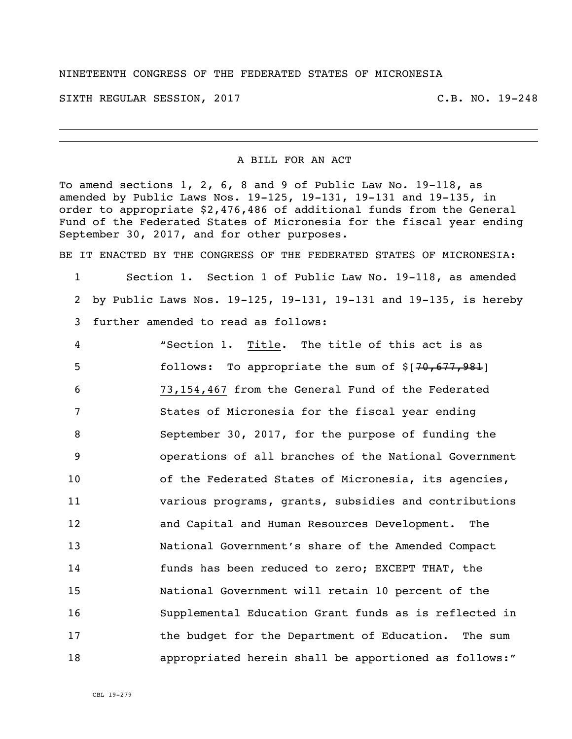NINETEENTH CONGRESS OF THE FEDERATED STATES OF MICRONESIA

SIXTH REGULAR SESSION, 2017 C.B. NO. 19-248

A BILL FOR AN ACT

To amend sections 1, 2, 6, 8 and 9 of Public Law No. 19-118, as amended by Public Laws Nos. 19-125, 19-131, 19-131 and 19-135, in order to appropriate $2,476,486 of additional funds from the General Fund of the Federated States of Micronesia for the fiscal year ending September 30, 2017, and for other purposes.

BE IT ENACTED BY THE CONGRESS OF THE FEDERATED STATES OF MICRONESIA:

1 Section 1. Section 1 of Public Law No. 19-118, as amended
2 by Public Laws Nos. 19-125, 19-131, 19-131 and 19-135, is hereby
3 further amended to read as follows:

4 "Section 1. <u>Title</u>. The title of this act is as
5 follows: To appropriate the sum of $[~~70,677,981~~]
6 <u>73,154,467</u> from the General Fund of the Federated
7 States of Micronesia for the fiscal year ending
8 September 30, 2017, for the purpose of funding the
9 operations of all branches of the National Government
10 of the Federated States of Micronesia, its agencies,
11 various programs, grants, subsidies and contributions
12 and Capital and Human Resources Development. The
13 National Government's share of the Amended Compact
14 funds has been reduced to zero; EXCEPT THAT, the
15 National Government will retain 10 percent of the
16 Supplemental Education Grant funds as is reflected in
17 the budget for the Department of Education. The sum
18 appropriated herein shall be apportioned as follows:"

CBL 19-279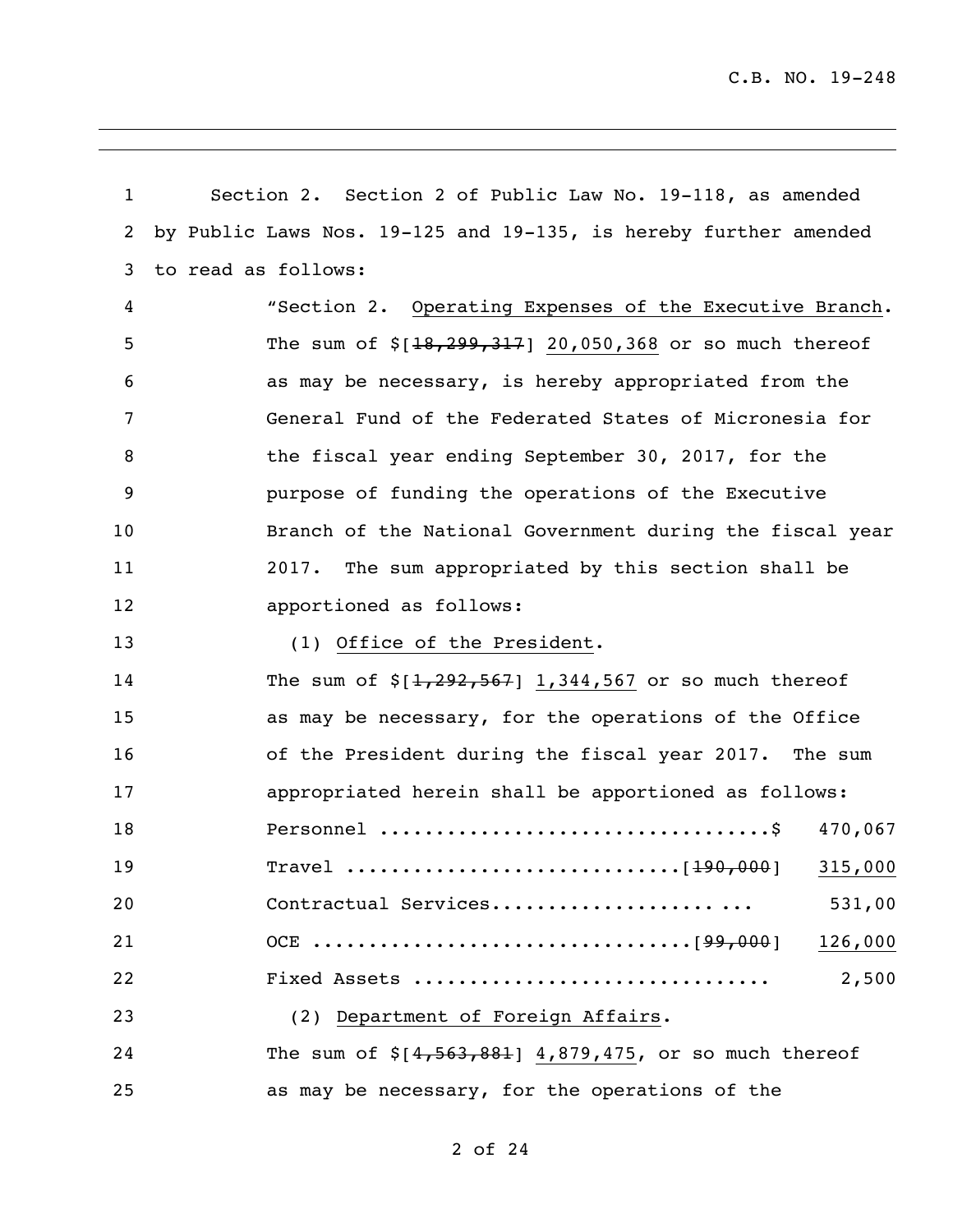Section 2. Section 2 of Public Law No. 19-118, as amended by Public Laws Nos. 19-125 and 19-135, is hereby further amended to read as follows:

"Section 2. Operating Expenses of the Executive Branch. The sum of $[~~18,299,317~~] 20,050,368 or so much thereof as may be necessary, is hereby appropriated from the General Fund of the Federated States of Micronesia for the fiscal year ending September 30, 2017, for the purpose of funding the operations of the Executive Branch of the National Government during the fiscal year 2017. The sum appropriated by this section shall be apportioned as follows:

(1) Office of the President. The sum of $[~~1,292,567~~] 1,344,567 or so much thereof as may be necessary, for the operations of the Office of the President during the fiscal year 2017. The sum appropriated herein shall be apportioned as follows:

Personnel ..................................$ 470,067

Travel ............................[~~190,000~~] 315,000

Contractual Services..................... ... 531,00

OCE ................................[~~99,000~~] 126,000

Fixed Assets .............................. 2,500

(2) Department of Foreign Affairs. The sum of $[~~4,563,881~~] 4,879,475, or so much thereof as may be necessary, for the operations of the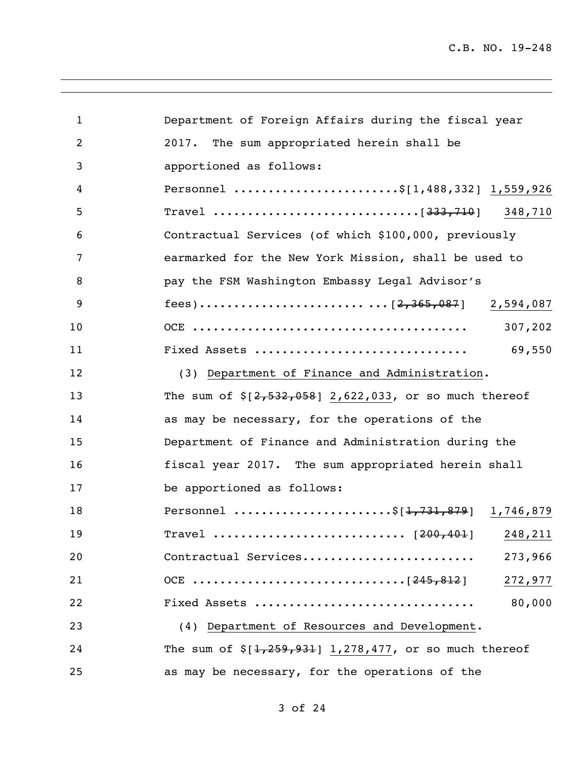Department of Foreign Affairs during the fiscal year 2017. The sum appropriated herein shall be apportioned as follows:

Personnel ......................$[1,488,332] 1,559,926

Travel ............................[~~333,710~~] 348,710

Contractual Services (of which $100,000, previously earmarked for the New York Mission, shall be used to pay the FSM Washington Embassy Legal Advisor's fees)...........................[~~2,365,087~~] 2,594,087

OCE ..................................... 307,202

Fixed Assets ............................ 69,550

(3) Department of Finance and Administration. The sum of $[~~2,532,058~~] 2,622,033, or so much thereof as may be necessary, for the operations of the Department of Finance and Administration during the fiscal year 2017. The sum appropriated herein shall be apportioned as follows:

Personnel .....................$[~~1,731,879~~] 1,746,879

Travel .......................... [~~200,401~~] 248,211

Contractual Services....................... 273,966

OCE .............................[~~245,812~~] 272,977

Fixed Assets .............................. 80,000

(4) Department of Resources and Development. The sum of $[~~1,259,931~~] 1,278,477, or so much thereof as may be necessary, for the operations of the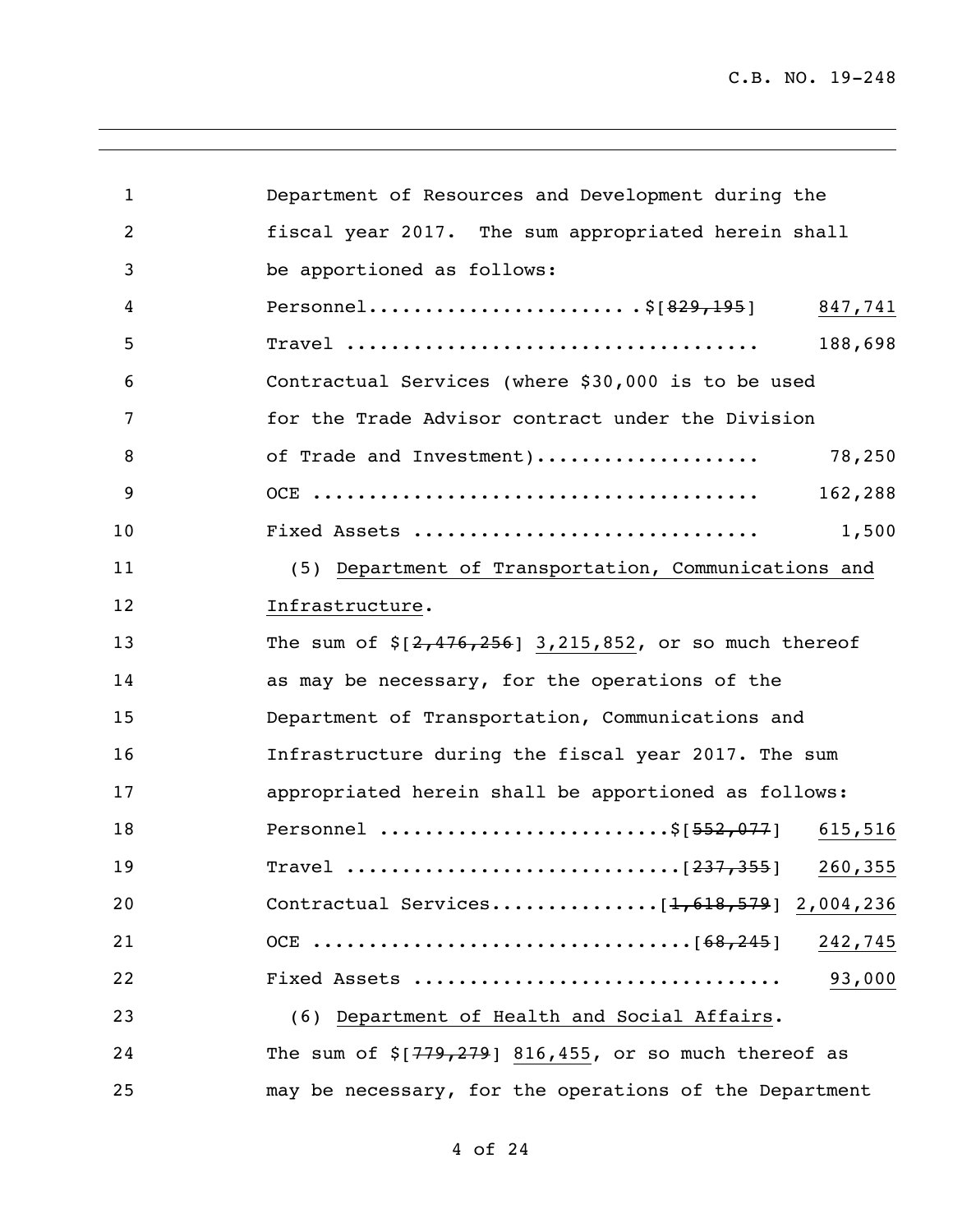Department of Resources and Development during the fiscal year 2017. The sum appropriated herein shall be apportioned as follows:

Personnel........................$[~~829,195~~] <u>847,741</u>

Travel .................................... 188,698

Contractual Services (where $30,000 is to be used for the Trade Advisor contract under the Division of Trade and Investment)................... 78,250

OCE ....................................... 162,288

Fixed Assets ............................. 1,500

(5) <u>Department of Transportation, Communications and Infrastructure</u>.

The sum of $[~~2,476,256~~] <u>3,215,852</u>, or so much thereof as may be necessary, for the operations of the Department of Transportation, Communications and Infrastructure during the fiscal year 2017. The sum appropriated herein shall be apportioned as follows:

Personnel .........................$[~~552,077~~] <u>615,516</u>

Travel ............................[~~237,355~~] <u>260,355</u>

Contractual Services..............[~~1,618,579~~] <u>2,004,236</u>

OCE ...............................[~~68,245~~] <u>242,745</u>

Fixed Assets ............................... <u>93,000</u>

(6) <u>Department of Health and Social Affairs</u>.

The sum of $[~~779,279~~] <u>816,455</u>, or so much thereof as may be necessary, for the operations of the Department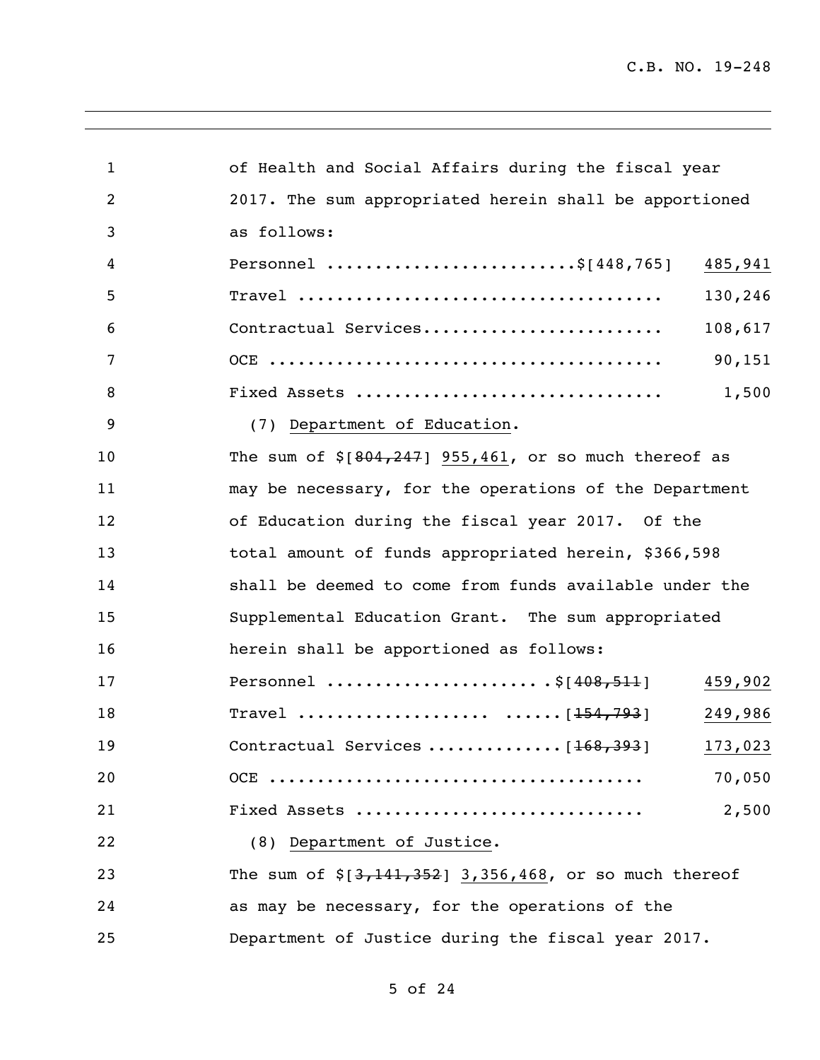of Health and Social Affairs during the fiscal year 2017. The sum appropriated herein shall be apportioned as follows:

Personnel ........................$[448,765] 485,941
Travel ..................................... 130,246
Contractual Services........................ 108,617
OCE ........................................ 90,151
Fixed Assets ............................... 1,500

(7) Department of Education.

The sum of $[~~804,247~~] 955,461, or so much thereof as may be necessary, for the operations of the Department of Education during the fiscal year 2017. Of the total amount of funds appropriated herein, $366,598 shall be deemed to come from funds available under the Supplemental Education Grant. The sum appropriated herein shall be apportioned as follows:

Personnel .....................$[~~408,511~~] 459,902
Travel ................... ......[~~154,793~~] 249,986
Contractual Services .............[~~168,393~~] 173,023
OCE ..................................... 70,050
Fixed Assets ............................ 2,500

(8) Department of Justice.

The sum of $[~~3,141,352~~] 3,356,468, or so much thereof as may be necessary, for the operations of the Department of Justice during the fiscal year 2017.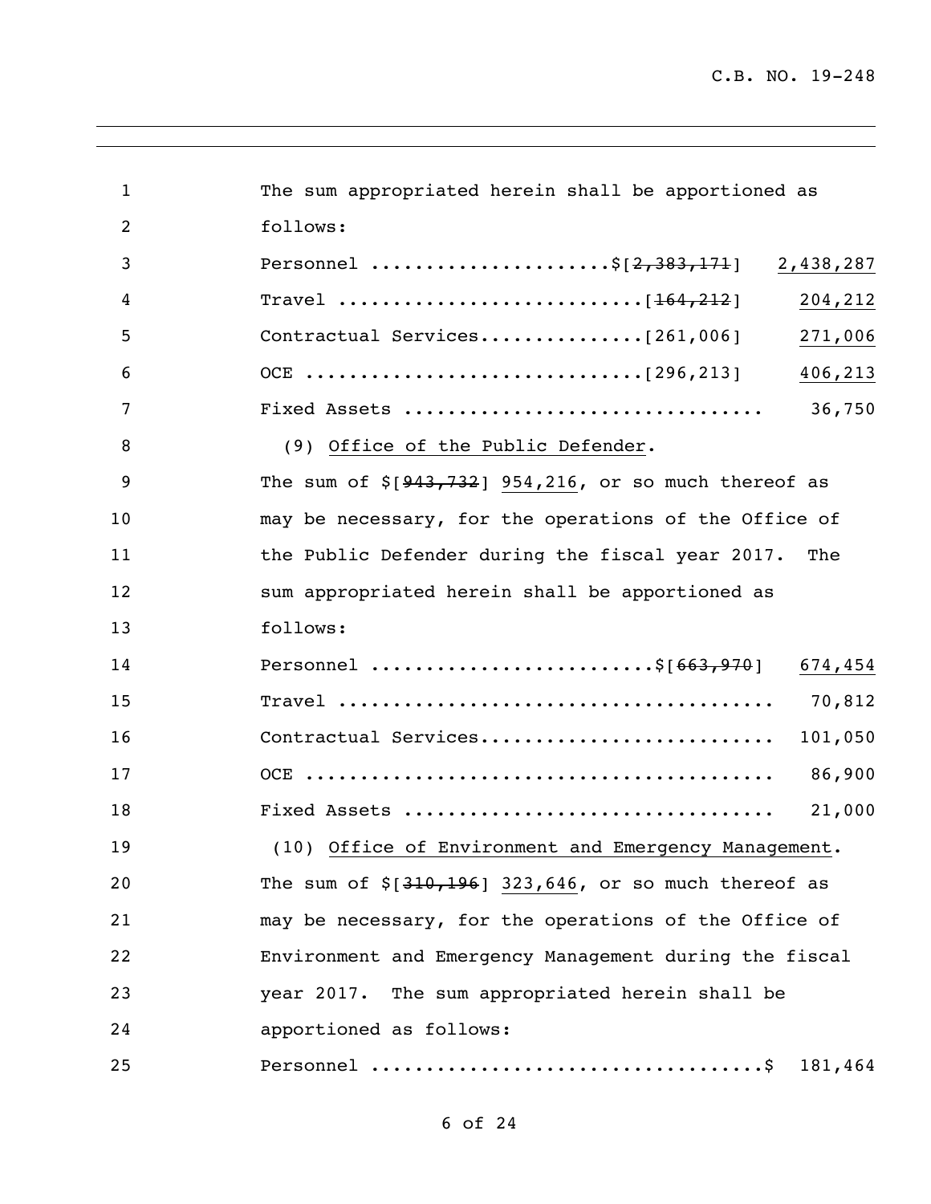The sum appropriated herein shall be apportioned as follows:

Personnel ....................$[~~2,383,171~~] <u>2,438,287</u>

Travel .........................[~~164,212~~] <u>204,212</u>

Contractual Services..............[261,006] <u>271,006</u>

OCE ............................[296,213] <u>406,213</u>

Fixed Assets ............................... 36,750

(9) <u>Office of the Public Defender</u>.

The sum of $[~~943,732~~] <u>954,216</u>, or so much thereof as may be necessary, for the operations of the Office of the Public Defender during the fiscal year 2017. The sum appropriated herein shall be apportioned as follows:

Personnel .......................$[~~663,970~~] <u>674,454</u>

Travel ...................................... 70,812

Contractual Services......................... 101,050

OCE ......................................... 86,900

Fixed Assets ................................ 21,000

(10) <u>Office of Environment and Emergency Management</u>.

The sum of $[~~310,196~~] <u>323,646</u>, or so much thereof as may be necessary, for the operations of the Office of Environment and Emergency Management during the fiscal year 2017. The sum appropriated herein shall be apportioned as follows:

Personnel .................................$ 181,464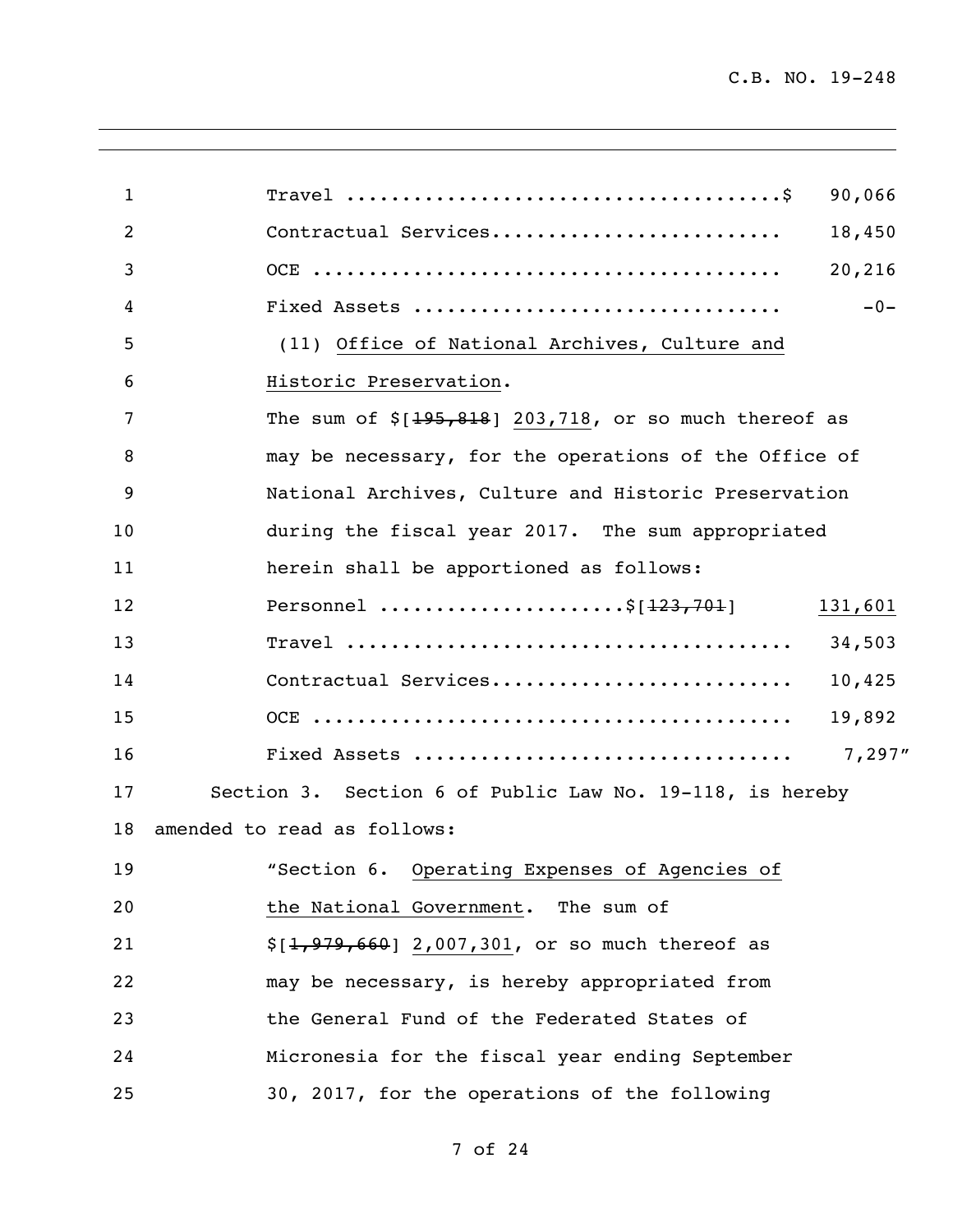Travel .......................................$ 90,066
Contractual Services......................... 18,450
OCE .......................................... 20,216
Fixed Assets ................................ -0-

(11) Office of National Archives, Culture and Historic Preservation.

The sum of $[~~195,818~~] 203,718, or so much thereof as may be necessary, for the operations of the Office of National Archives, Culture and Historic Preservation during the fiscal year 2017. The sum appropriated herein shall be apportioned as follows:

Personnel .....................$[~~123,701~~] 131,601
Travel ........................................ 34,503
Contractual Services.......................... 10,425
OCE ........................................... 19,892
Fixed Assets ................................. 7,297"

Section 3. Section 6 of Public Law No. 19-118, is hereby amended to read as follows:

"Section 6. Operating Expenses of Agencies of the National Government. The sum of $[~~1,979,660~~] 2,007,301, or so much thereof as may be necessary, is hereby appropriated from the General Fund of the Federated States of Micronesia for the fiscal year ending September 30, 2017, for the operations of the following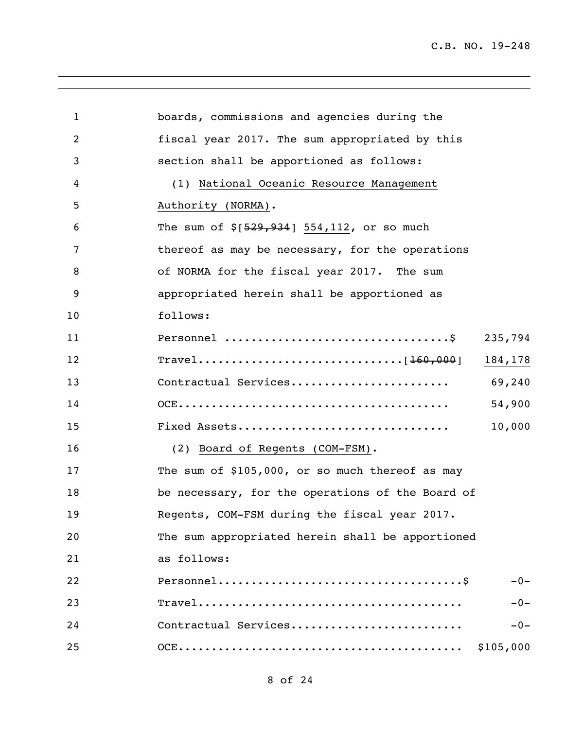boards, commissions and agencies during the fiscal year 2017. The sum appropriated by this section shall be apportioned as follows:

(1) National Oceanic Resource Management Authority (NORMA).

The sum of $[~~529,934~~] 554,112, or so much thereof as may be necessary, for the operations of NORMA for the fiscal year 2017. The sum appropriated herein shall be apportioned as follows:

| | |
|---|---|
| Personnel ................................$ | 235,794 |
| Travel.............................[~~160,000~~] | 184,178 |
| Contractual Services...................... | 69,240 |
| OCE....................................... | 54,900 |
| Fixed Assets.............................. | 10,000 |

(2) Board of Regents (COM-FSM).

The sum of $105,000, or so much thereof as may be necessary, for the operations of the Board of Regents, COM-FSM during the fiscal year 2017. The sum appropriated herein shall be apportioned as follows:

| | |
|---|---|
| Personnel.................................$ | -0- |
| Travel.................................... | -0- |
| Contractual Services...................... | -0- |
| OCE....................................... | $105,000 |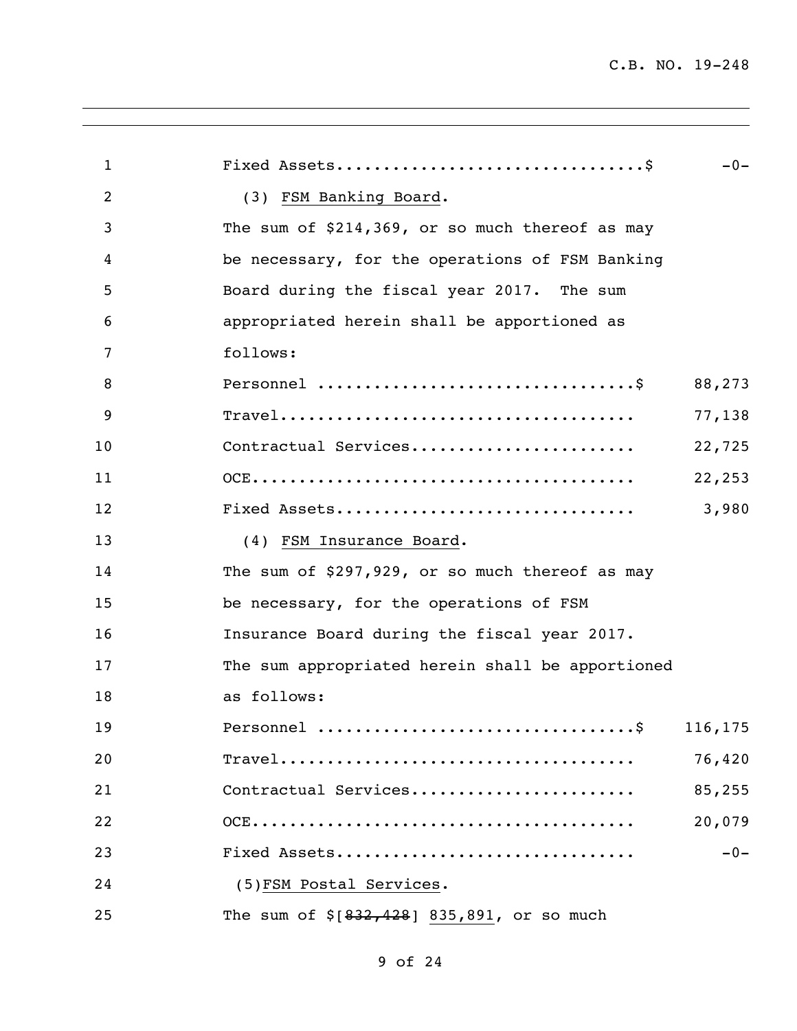Fixed Assets................................$ -0-

(3) FSM Banking Board.

The sum of $214,369, or so much thereof as may be necessary, for the operations of FSM Banking Board during the fiscal year 2017. The sum appropriated herein shall be apportioned as follows:

| | |
|---|---|
| Personnel ................................$ | 88,273 |
| Travel.................................... | 77,138 |
| Contractual Services...................... | 22,725 |
| OCE....................................... | 22,253 |
| Fixed Assets.............................. | 3,980 |

(4) FSM Insurance Board.

The sum of $297,929, or so much thereof as may be necessary, for the operations of FSM Insurance Board during the fiscal year 2017. The sum appropriated herein shall be apportioned as follows:

| | |
|---|---|
| Personnel ................................$ | 116,175 |
| Travel.................................... | 76,420 |
| Contractual Services...................... | 85,255 |
| OCE....................................... | 20,079 |
| Fixed Assets.............................. | -0- |

(5) FSM Postal Services.

The sum of $[~~832,428~~] 835,891, or so much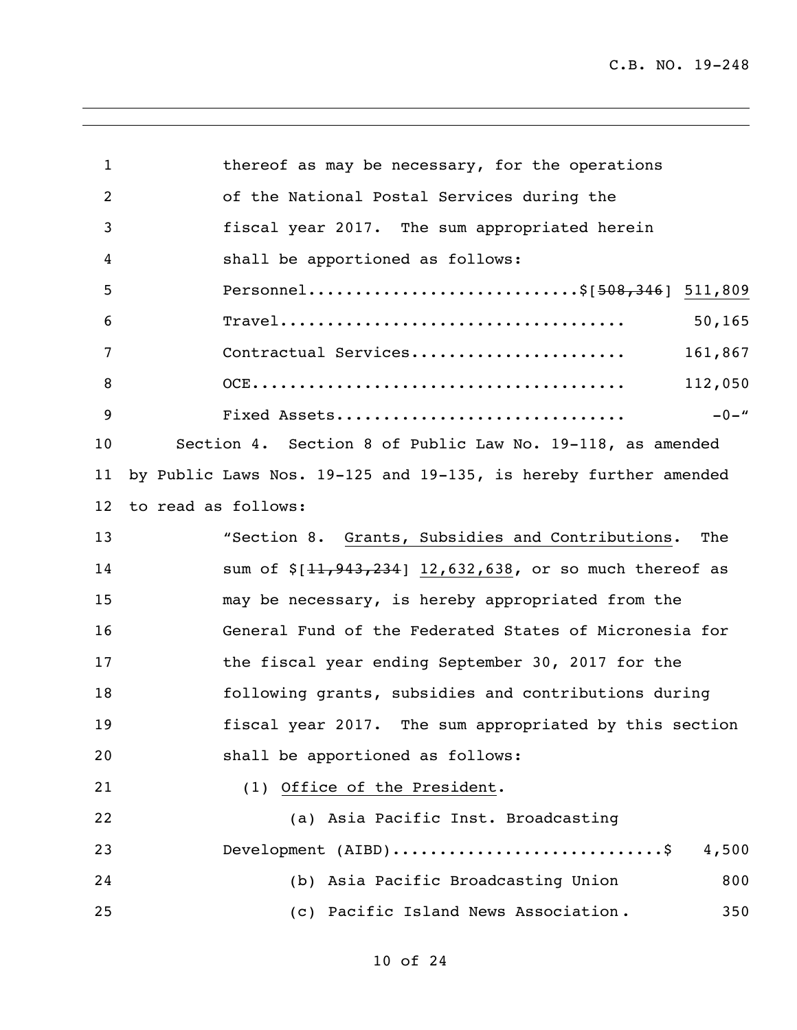thereof as may be necessary, for the operations of the National Postal Services during the fiscal year 2017. The sum appropriated herein shall be apportioned as follows:

Personnel............................$[~~508,346~~] <u>511,809</u>

Travel.................................... 50,165

Contractual Services...................... 161,867

OCE....................................... 112,050

Fixed Assets.............................. -0-"

Section 4. Section 8 of Public Law No. 19-118, as amended by Public Laws Nos. 19-125 and 19-135, is hereby further amended to read as follows:

"Section 8. <u>Grants, Subsidies and Contributions</u>. The sum of $[~~11,943,234~~] <u>12,632,638</u>, or so much thereof as may be necessary, is hereby appropriated from the General Fund of the Federated States of Micronesia for the fiscal year ending September 30, 2017 for the following grants, subsidies and contributions during fiscal year 2017. The sum appropriated by this section shall be apportioned as follows:

(1) <u>Office of the President</u>.

(a) Asia Pacific Inst. Broadcasting Development (AIBD)...........................$ 4,500

(b) Asia Pacific Broadcasting Union 800

(c) Pacific Island News Association. 350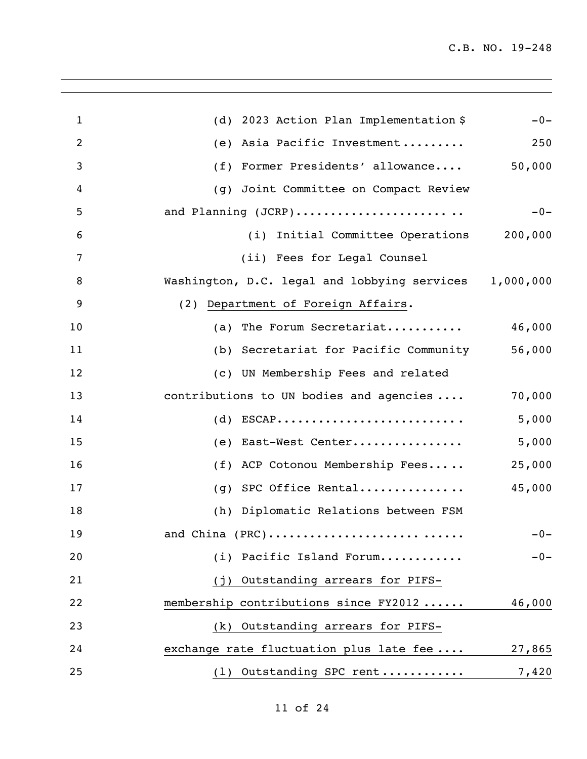(d) 2023 Action Plan Implementation $ -0-

(e) Asia Pacific Investment......... 250

(f) Former Presidents' allowance.... 50,000

(g) Joint Committee on Compact Review and Planning (JCRP)....................... .. -0-

(i) Initial Committee Operations 200,000

(ii) Fees for Legal Counsel Washington, D.C. legal and lobbying services 1,000,000

(2) Department of Foreign Affairs.

(a) The Forum Secretariat........... 46,000

(b) Secretariat for Pacific Community 56,000

(c) UN Membership Fees and related contributions to UN bodies and agencies .... 70,000

(d) ESCAP.......................... 5,000

(e) East-West Center................ 5,000

(f) ACP Cotonou Membership Fees..... 25,000

(g) SPC Office Rental............... 45,000

(h) Diplomatic Relations between FSM and China (PRC)........................ ...... -0-

(i) Pacific Island Forum........... -0-

(j) Outstanding arrears for PIFS-membership contributions since FY2012 ...... 46,000

(k) Outstanding arrears for PIFS-exchange rate fluctuation plus late fee .... 27,865

(l) Outstanding SPC rent ........... 7,420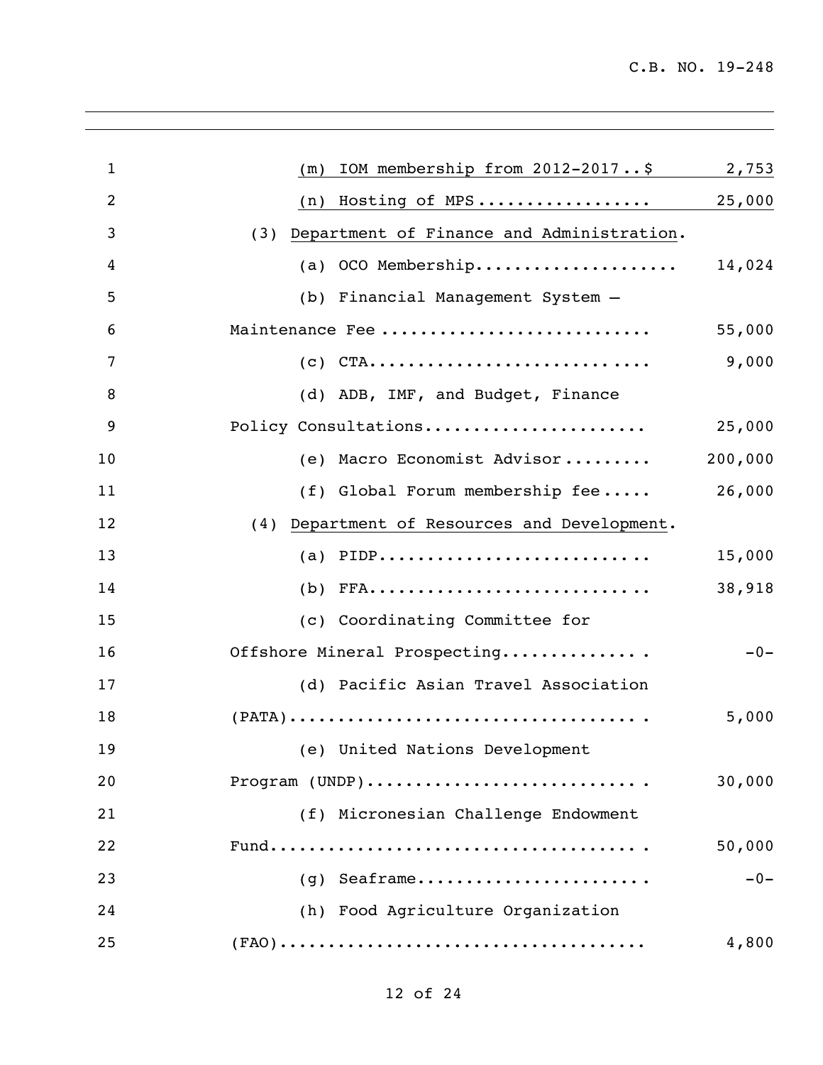(m) IOM membership from 2012-2017..$ 2,753

(n) Hosting of MPS................. 25,000

(3) Department of Finance and Administration.

(a) OCO Membership.................... 14,024

(b) Financial Management System –

Maintenance Fee .......................... 55,000

(c) CTA............................ 9,000

(d) ADB, IMF, and Budget, Finance

Policy Consultations...................... 25,000

(e) Macro Economist Advisor......... 200,000

(f) Global Forum membership fee..... 26,000

(4) Department of Resources and Development.

(a) PIDP........................... 15,000

(b) FFA............................ 38,918

(c) Coordinating Committee for

Offshore Mineral Prospecting.............. -0-

(d) Pacific Asian Travel Association

(PATA).................................... 5,000

(e) United Nations Development

Program (UNDP)............................ 30,000

(f) Micronesian Challenge Endowment

Fund...................................... 50,000

(g) Seaframe....................... -0-

(h) Food Agriculture Organization

(FAO).................................... 4,800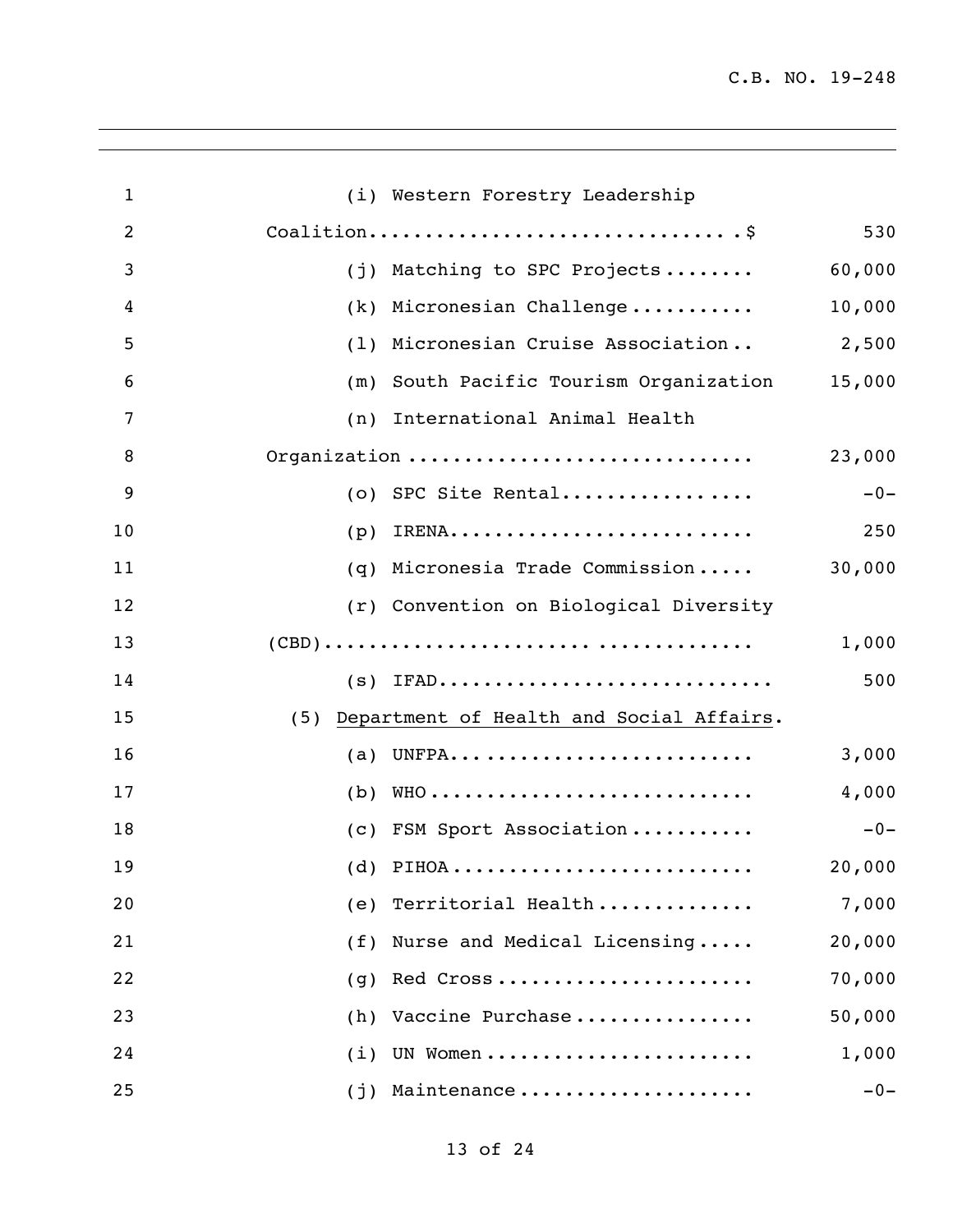(i) Western Forestry Leadership Coalition................................$ 530

(j) Matching to SPC Projects........ 60,000

(k) Micronesian Challenge........... 10,000

(l) Micronesian Cruise Association.. 2,500

(m) South Pacific Tourism Organization 15,000

(n) International Animal Health Organization .............................. 23,000

(o) SPC Site Rental................. -0-

(p) IRENA.......................... 250

(q) Micronesia Trade Commission..... 30,000

(r) Convention on Biological Diversity (CBD)...................................... 1,000

(s) IFAD............................ 500

(5) Department of Health and Social Affairs.

(a) UNFPA.......................... 3,000

(b) WHO............................ 4,000

(c) FSM Sport Association........... -0-

(d) PIHOA.......................... 20,000

(e) Territorial Health.............. 7,000

(f) Nurse and Medical Licensing..... 20,000

(g) Red Cross...................... 70,000

(h) Vaccine Purchase................ 50,000

(i) UN Women....................... 1,000

(j) Maintenance.................... -0-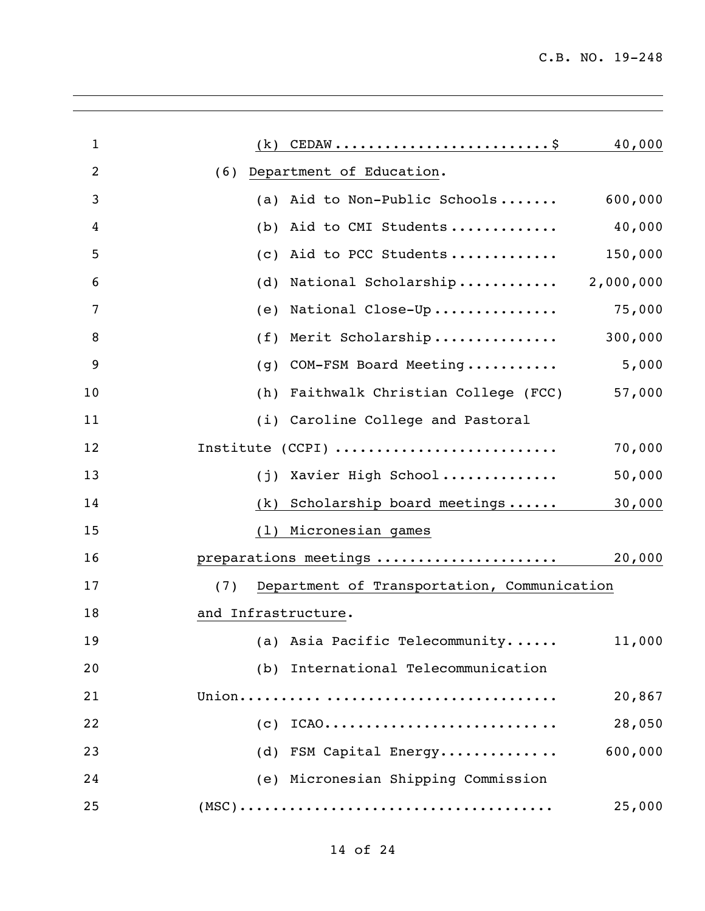(k) CEDAW......................... $ 40,000

(6) Department of Education.

(a) Aid to Non-Public Schools....... 600,000

(b) Aid to CMI Students............. 40,000

(c) Aid to PCC Students............. 150,000

(d) National Scholarship........... 2,000,000

(e) National Close-Up............... 75,000

(f) Merit Scholarship............... 300,000

(g) COM-FSM Board Meeting........... 5,000

(h) Faithwalk Christian College (FCC) 57,000

(i) Caroline College and Pastoral Institute (CCPI) .......................... 70,000

(j) Xavier High School.............. 50,000

(k) Scholarship board meetings...... 30,000

(l) Micronesian games preparations meetings ..................... 20,000

(7) Department of Transportation, Communication and Infrastructure.

(a) Asia Pacific Telecommunity...... 11,000

(b) International Telecommunication Union......... ........................... 20,867

(c) ICAO........................... 28,050

(d) FSM Capital Energy.............. 600,000

(e) Micronesian Shipping Commission (MSC).................................... 25,000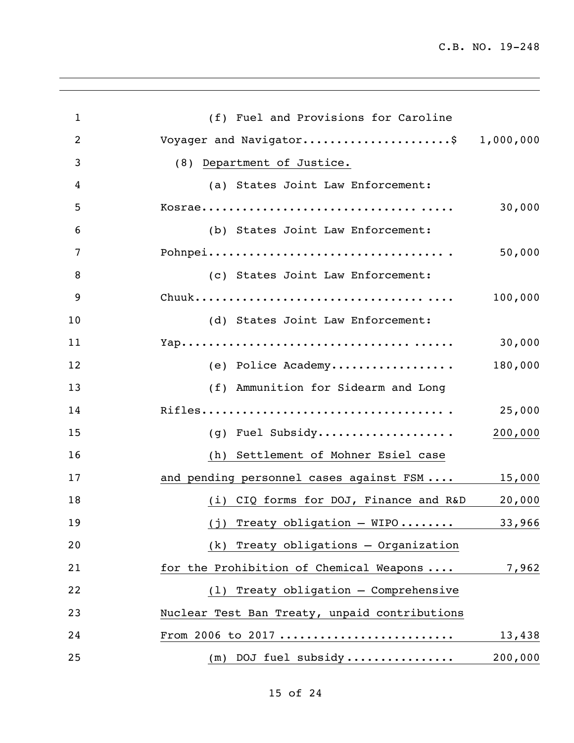(f) Fuel and Provisions for Caroline Voyager and Navigator......................$ 1,000,000

(8) Department of Justice.

(a) States Joint Law Enforcement: Kosrae.......................................... 30,000

(b) States Joint Law Enforcement: Pohnpei.......................................... 50,000

(c) States Joint Law Enforcement: Chuuk.......................................... 100,000

(d) States Joint Law Enforcement: Yap.......................................... 30,000

(e) Police Academy.................. 180,000

(f) Ammunition for Sidearm and Long Rifles.......................................... 25,000

(g) Fuel Subsidy.................... 200,000

(h) Settlement of Mohner Esiel case and pending personnel cases against FSM .... 15,000

(i) CIQ forms for DOJ, Finance and R&D 20,000

(j) Treaty obligation – WIPO ........ 33,966

(k) Treaty obligations – Organization for the Prohibition of Chemical Weapons .... 7,962

(l) Treaty obligation – Comprehensive Nuclear Test Ban Treaty, unpaid contributions From 2006 to 2017 ......................... 13,438

(m) DOJ fuel subsidy ................ 200,000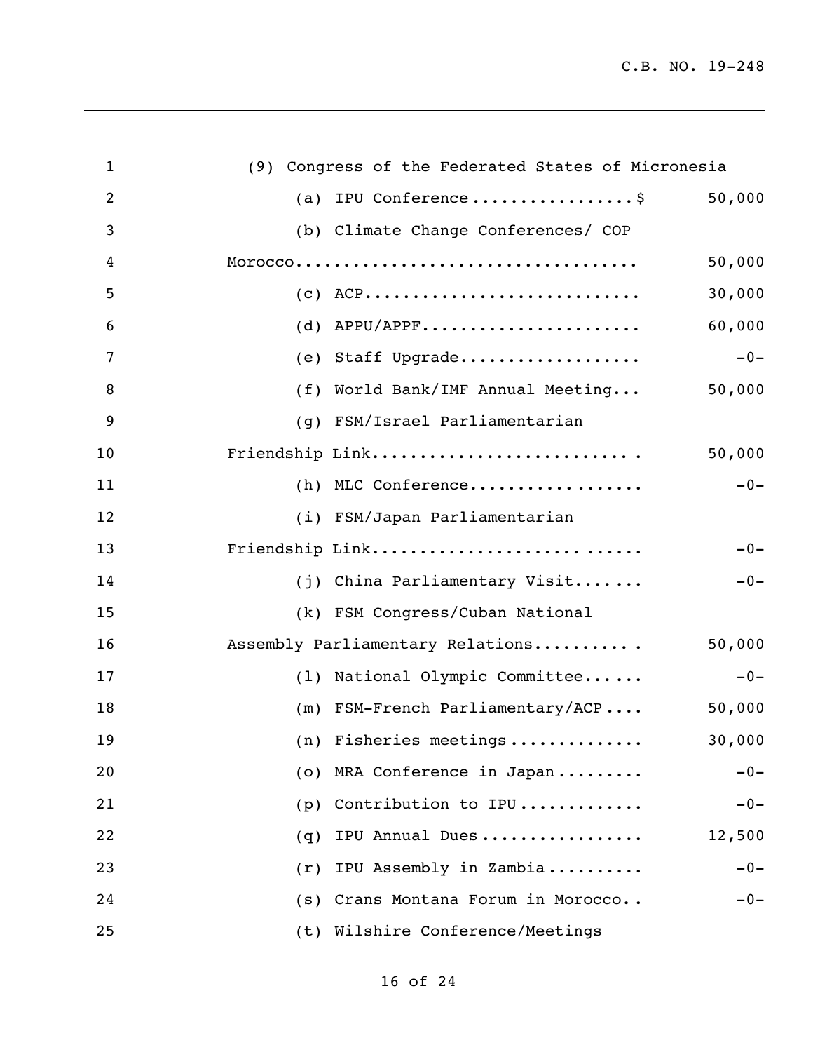(9) <u>Congress of the Federated States of Micronesia</u>

| Item | Amount |
|---|---|
| (a) IPU Conference | $ 50,000 |
| (b) Climate Change Conferences/ COP Morocco | 50,000 |
| (c) ACP | 30,000 |
| (d) APPU/APPF | 60,000 |
| (e) Staff Upgrade | -0- |
| (f) World Bank/IMF Annual Meeting | 50,000 |
| (g) FSM/Israel Parliamentarian Friendship Link | 50,000 |
| (h) MLC Conference | -0- |
| (i) FSM/Japan Parliamentarian Friendship Link | -0- |
| (j) China Parliamentary Visit | -0- |
| (k) FSM Congress/Cuban National Assembly Parliamentary Relations | 50,000 |
| (l) National Olympic Committee | -0- |
| (m) FSM-French Parliamentary/ACP | 50,000 |
| (n) Fisheries meetings | 30,000 |
| (o) MRA Conference in Japan | -0- |
| (p) Contribution to IPU | -0- |
| (q) IPU Annual Dues | 12,500 |
| (r) IPU Assembly in Zambia | -0- |
| (s) Crans Montana Forum in Morocco | -0- |
| (t) Wilshire Conference/Meetings | |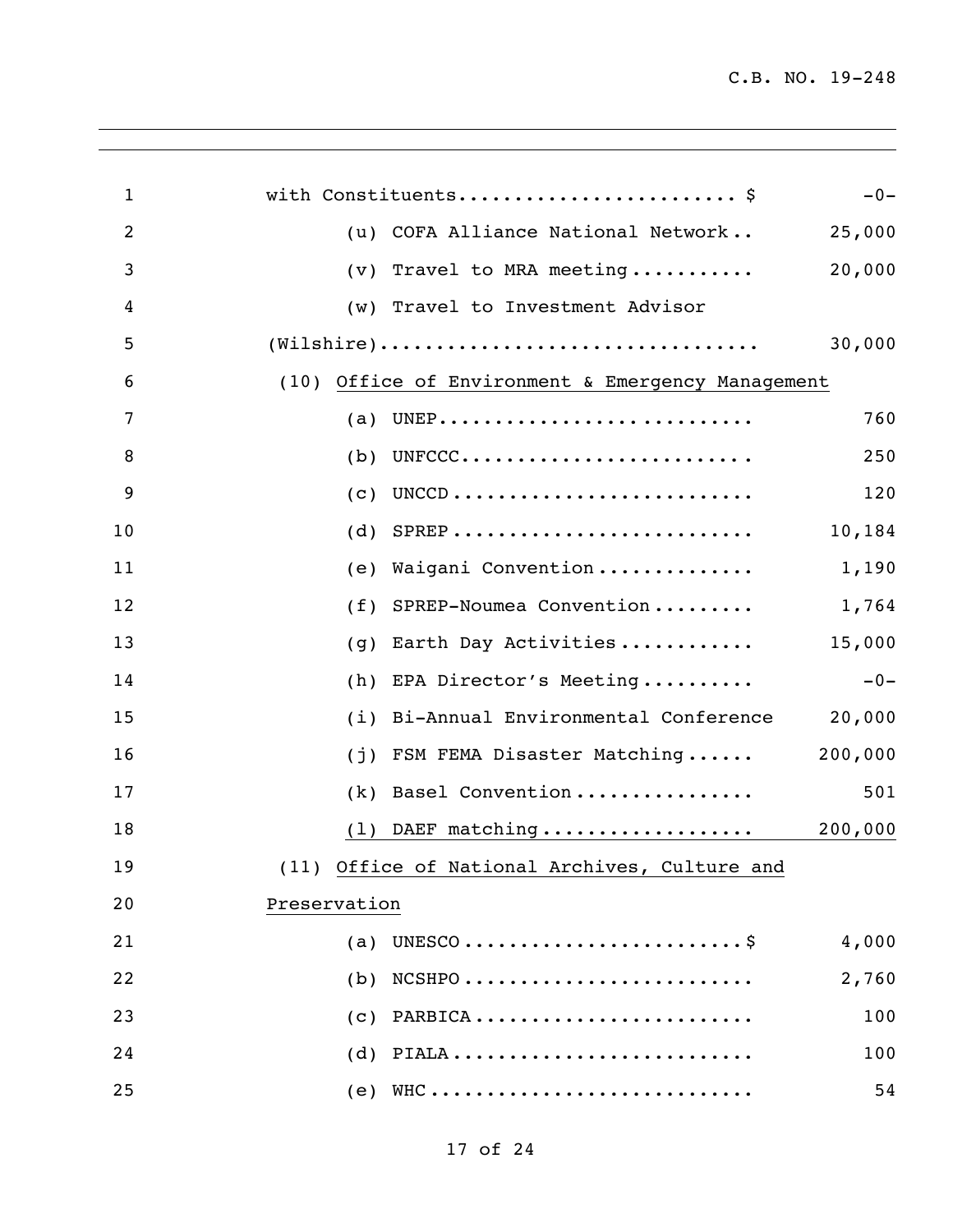with Constituents........................ $ -0-

(u) COFA Alliance National Network.. 25,000

(v) Travel to MRA meeting........... 20,000

(w) Travel to Investment Advisor (Wilshire)................................. 30,000

(10) Office of Environment & Emergency Management

| Item | Amount |
|---|---|
| (a) UNEP | 760 |
| (b) UNFCCC | 250 |
| (c) UNCCD | 120 |
| (d) SPREP | 10,184 |
| (e) Waigani Convention | 1,190 |
| (f) SPREP-Noumea Convention | 1,764 |
| (g) Earth Day Activities | 15,000 |
| (h) EPA Director's Meeting | -0- |
| (i) Bi-Annual Environmental Conference | 20,000 |
| (j) FSM FEMA Disaster Matching | 200,000 |
| (k) Basel Convention | 501 |
| (l) DAEF matching | 200,000 |

(11) Office of National Archives, Culture and Preservation

| Item | Amount |
|---|---|
| (a) UNESCO $ | 4,000 |
| (b) NCSHPO | 2,760 |
| (c) PARBICA | 100 |
| (d) PIALA | 100 |
| (e) WHC | 54 |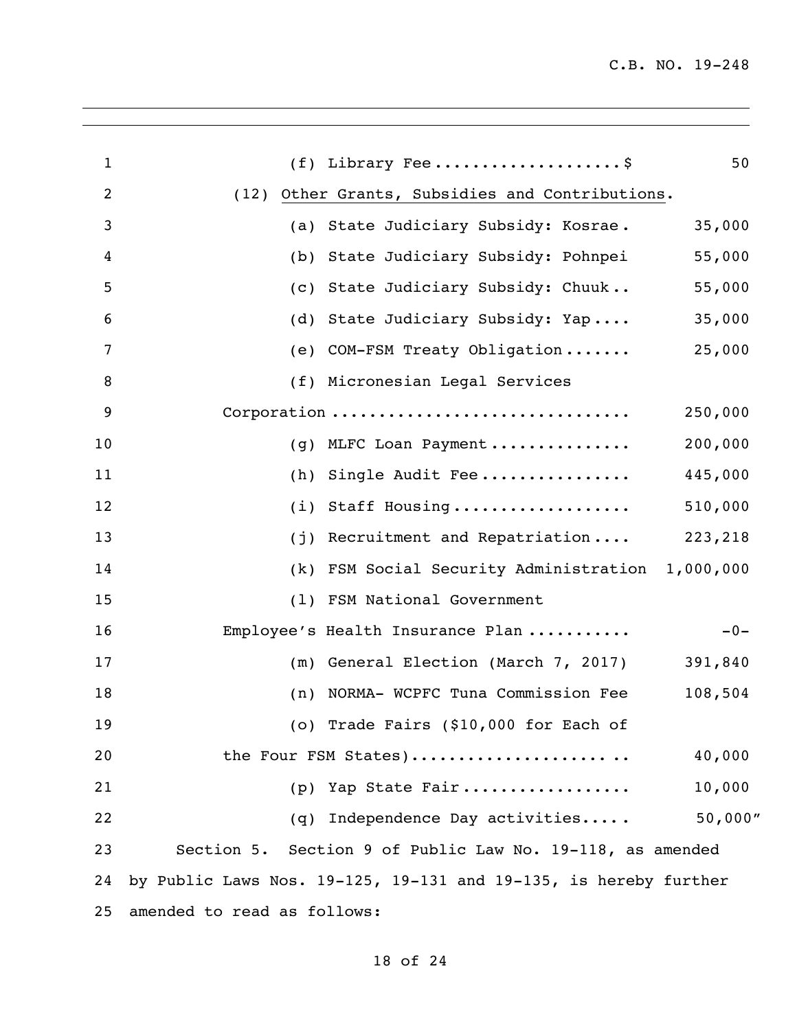(f) Library Fee....................$ 50

(12) Other Grants, Subsidies and Contributions.

| Item | Amount |
|---|---|
| (a) State Judiciary Subsidy: Kosrae. | 35,000 |
| (b) State Judiciary Subsidy: Pohnpei | 55,000 |
| (c) State Judiciary Subsidy: Chuuk.. | 55,000 |
| (d) State Judiciary Subsidy: Yap.... | 35,000 |
| (e) COM-FSM Treaty Obligation....... | 25,000 |
| (f) Micronesian Legal Services Corporation............................... | 250,000 |
| (g) MLFC Loan Payment............... | 200,000 |
| (h) Single Audit Fee................ | 445,000 |
| (i) Staff Housing................... | 510,000 |
| (j) Recruitment and Repatriation.... | 223,218 |
| (k) FSM Social Security Administration | 1,000,000 |
| (l) FSM National Government Employee's Health Insurance Plan........... | -0- |
| (m) General Election (March 7, 2017) | 391,840 |
| (n) NORMA- WCPFC Tuna Commission Fee | 108,504 |
| (o) Trade Fairs ($10,000 for Each of the Four FSM States)...................... .. | 40,000 |
| (p) Yap State Fair.................. | 10,000 |
| (q) Independence Day activities..... | 50,000" |

Section 5. Section 9 of Public Law No. 19-118, as amended by Public Laws Nos. 19-125, 19-131 and 19-135, is hereby further amended to read as follows: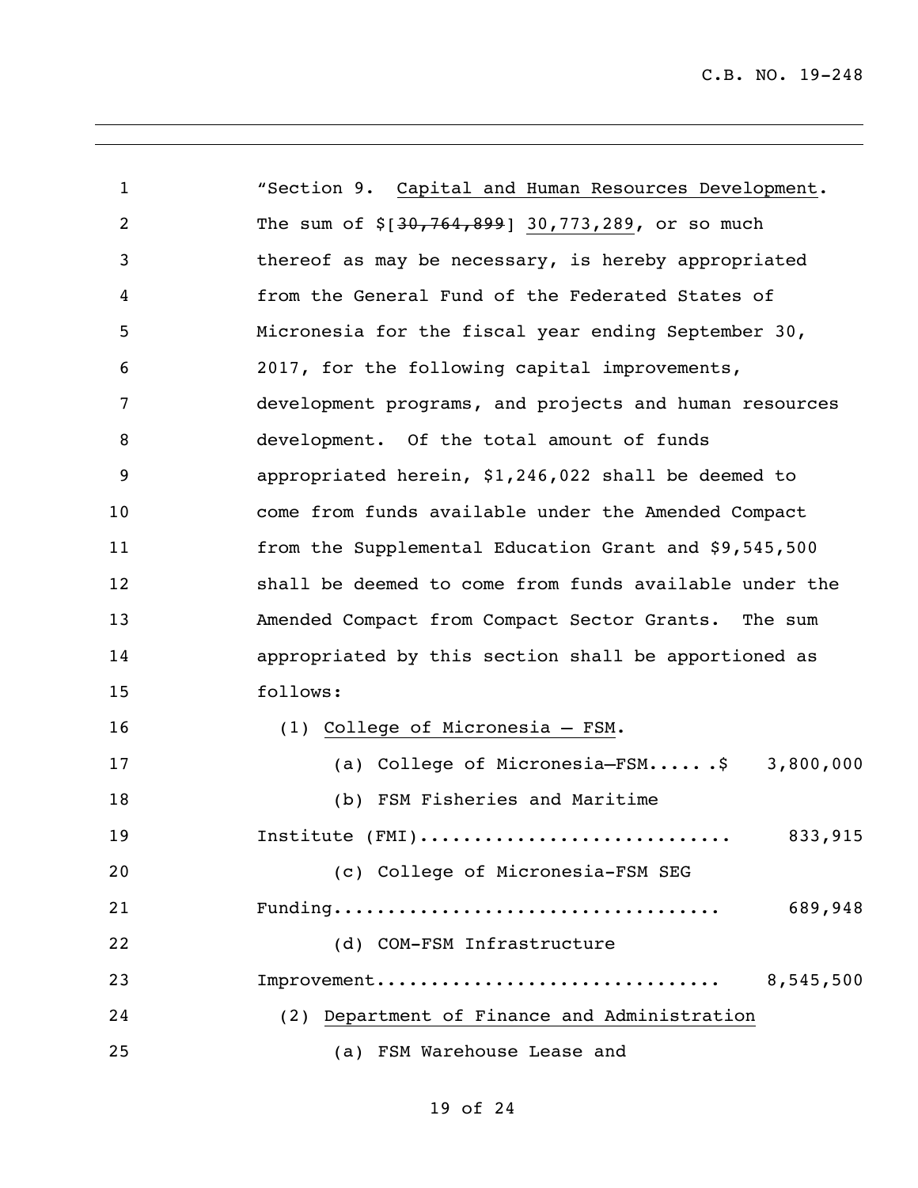"Section 9. <u>Capital and Human Resources Development</u>. The sum of $[~~30,764,899~~] <u>30,773,289</u>, or so much thereof as may be necessary, is hereby appropriated from the General Fund of the Federated States of Micronesia for the fiscal year ending September 30, 2017, for the following capital improvements, development programs, and projects and human resources development. Of the total amount of funds appropriated herein, $1,246,022 shall be deemed to come from funds available under the Amended Compact from the Supplemental Education Grant and $9,545,500 shall be deemed to come from funds available under the Amended Compact from Compact Sector Grants. The sum appropriated by this section shall be apportioned as follows:

(1) <u>College of Micronesia – FSM</u>.

(a) College of Micronesia–FSM......$ 3,800,000

(b) FSM Fisheries and Maritime Institute (FMI)............................ 833,915

(c) College of Micronesia-FSM SEG Funding.................................... 689,948

(d) COM-FSM Infrastructure Improvement............................... 8,545,500

(2) <u>Department of Finance and Administration</u>

(a) FSM Warehouse Lease and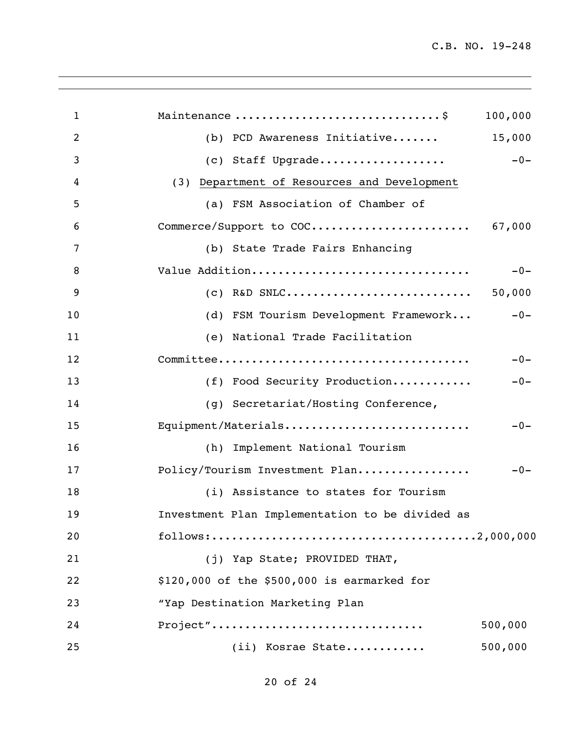Maintenance ..............................$ 100,000

(b) PCD Awareness Initiative....... 15,000

(c) Staff Upgrade.................. -0-

(3) Department of Resources and Development

(a) FSM Association of Chamber of Commerce/Support to COC....................... 67,000

(b) State Trade Fairs Enhancing Value Addition................................ -0-

(c) R&D SNLC........................... 50,000

(d) FSM Tourism Development Framework... -0-

(e) National Trade Facilitation Committee.................................... -0-

(f) Food Security Production............ -0-

(g) Secretariat/Hosting Conference, Equipment/Materials........................... -0-

(h) Implement National Tourism Policy/Tourism Investment Plan................. -0-

(i) Assistance to states for Tourism Investment Plan Implementation to be divided as follows:.......................................2,000,000

(j) Yap State; PROVIDED THAT, $120,000 of the $500,000 is earmarked for "Yap Destination Marketing Plan Project"............................... 500,000

(ii) Kosrae State............ 500,000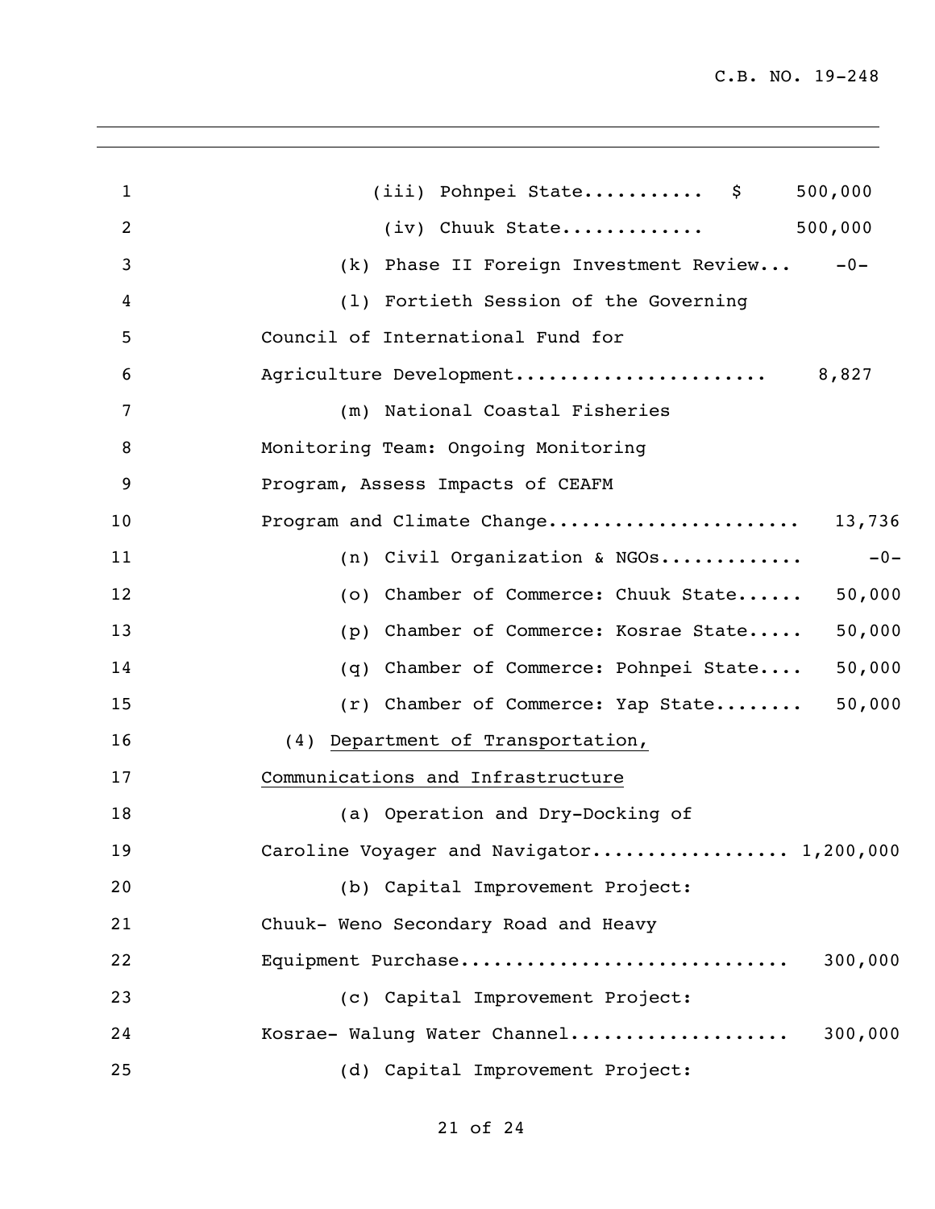(iii) Pohnpei State........... $ 500,000

(iv) Chuuk State............. 500,000

(k) Phase II Foreign Investment Review... -0-

(l) Fortieth Session of the Governing Council of International Fund for Agriculture Development...................... 8,827

(m) National Coastal Fisheries Monitoring Team: Ongoing Monitoring Program, Assess Impacts of CEAFM Program and Climate Change...................... 13,736

(n) Civil Organization & NGOs............ -0-

(o) Chamber of Commerce: Chuuk State...... 50,000

(p) Chamber of Commerce: Kosrae State..... 50,000

(q) Chamber of Commerce: Pohnpei State.... 50,000

(r) Chamber of Commerce: Yap State........ 50,000

(4) Department of Transportation, Communications and Infrastructure

(a) Operation and Dry-Docking of Caroline Voyager and Navigator................. 1,200,000

(b) Capital Improvement Project: Chuuk- Weno Secondary Road and Heavy Equipment Purchase............................ 300,000

(c) Capital Improvement Project: Kosrae- Walung Water Channel................... 300,000

(d) Capital Improvement Project: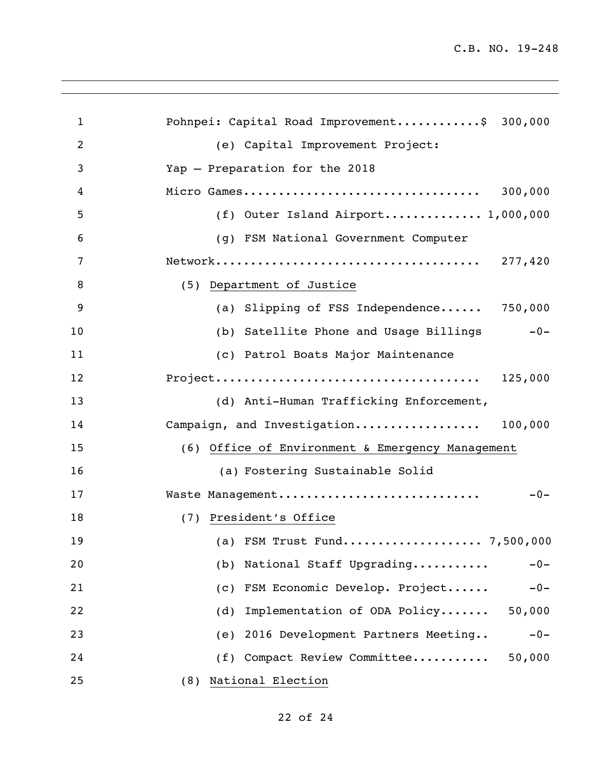Pohnpei: Capital Road Improvement...........$ 300,000

(e) Capital Improvement Project:

Yap – Preparation for the 2018

Micro Games................................ 300,000

(f) Outer Island Airport............. 1,000,000

(g) FSM National Government Computer

Network.................................... 277,420

(5) <u>Department of Justice</u>

(a) Slipping of FSS Independence...... 750,000

(b) Satellite Phone and Usage Billings -0-

(c) Patrol Boats Major Maintenance

Project.................................... 125,000

(d) Anti-Human Trafficking Enforcement,

Campaign, and Investigation................. 100,000

(6) <u>Office of Environment & Emergency Management</u>

(a) Fostering Sustainable Solid

Waste Management............................ -0-

(7) <u>President's Office</u>

(a) FSM Trust Fund................... 7,500,000

(b) National Staff Upgrading........... -0-

(c) FSM Economic Develop. Project...... -0-

(d) Implementation of ODA Policy....... 50,000

(e) 2016 Development Partners Meeting.. -0-

(f) Compact Review Committee........... 50,000

(8) <u>National Election</u>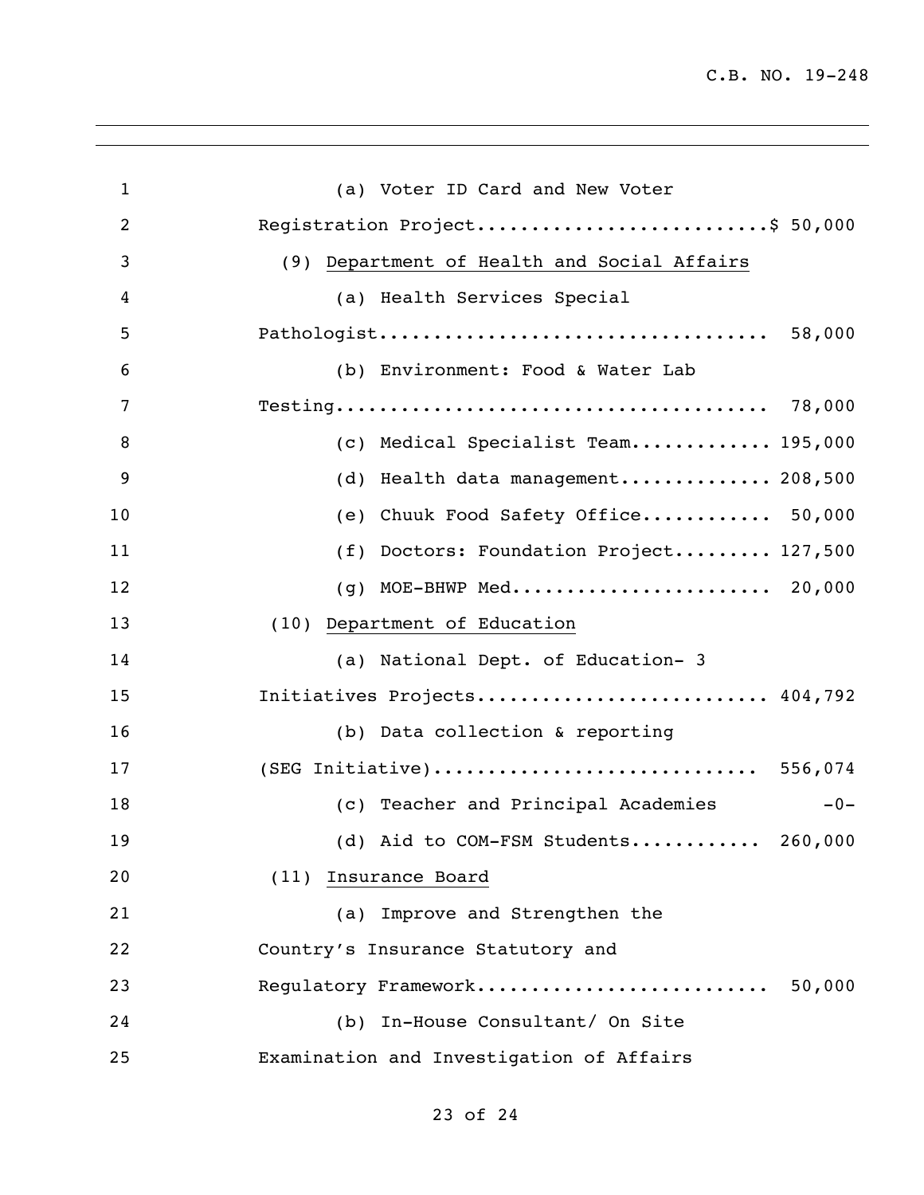(a) Voter ID Card and New Voter Registration Project..........................$ 50,000

(9) Department of Health and Social Affairs

(a) Health Services Special Pathologist.................................... 58,000

(b) Environment: Food & Water Lab Testing....................................... 78,000

(c) Medical Specialist Team............. 195,000

(d) Health data management.............. 208,500

(e) Chuuk Food Safety Office............ 50,000

(f) Doctors: Foundation Project......... 127,500

(g) MOE-BHWP Med........................ 20,000

(10) Department of Education

(a) National Dept. of Education- 3 Initiatives Projects.......................... 404,792

(b) Data collection & reporting (SEG Initiative)............................. 556,074

(c) Teacher and Principal Academies -0-

(d) Aid to COM-FSM Students............ 260,000

(11) Insurance Board

(a) Improve and Strengthen the Country's Insurance Statutory and Regulatory Framework.......................... 50,000

(b) In-House Consultant/ On Site Examination and Investigation of Affairs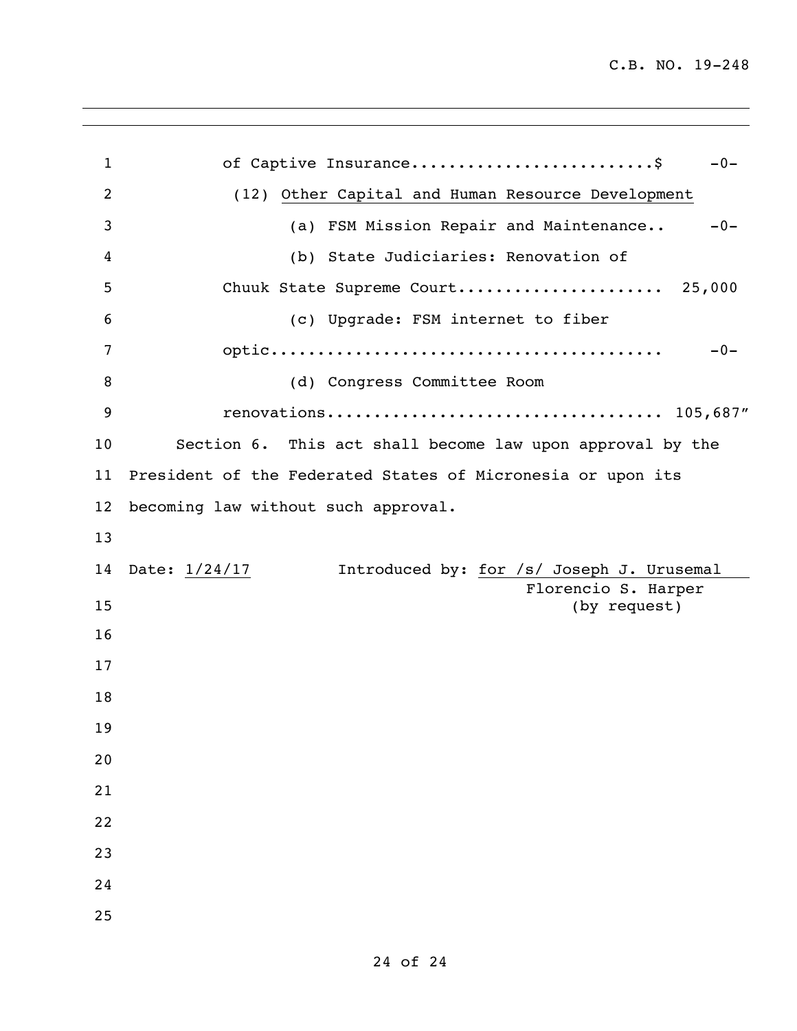of Captive Insurance.........................$ -0-

(12) Other Capital and Human Resource Development

(a) FSM Mission Repair and Maintenance.. -0-

(b) State Judiciaries: Renovation of Chuuk State Supreme Court..................... 25,000

(c) Upgrade: FSM internet to fiber optic......................................... -0-

(d) Congress Committee Room renovations.................................. 105,687"

Section 6. This act shall become law upon approval by the President of the Federated States of Micronesia or upon its becoming law without such approval.

Date: 1/24/17

Introduced by: for /s/ Joseph J. Urusemal

Florencio S. Harper
(by request)